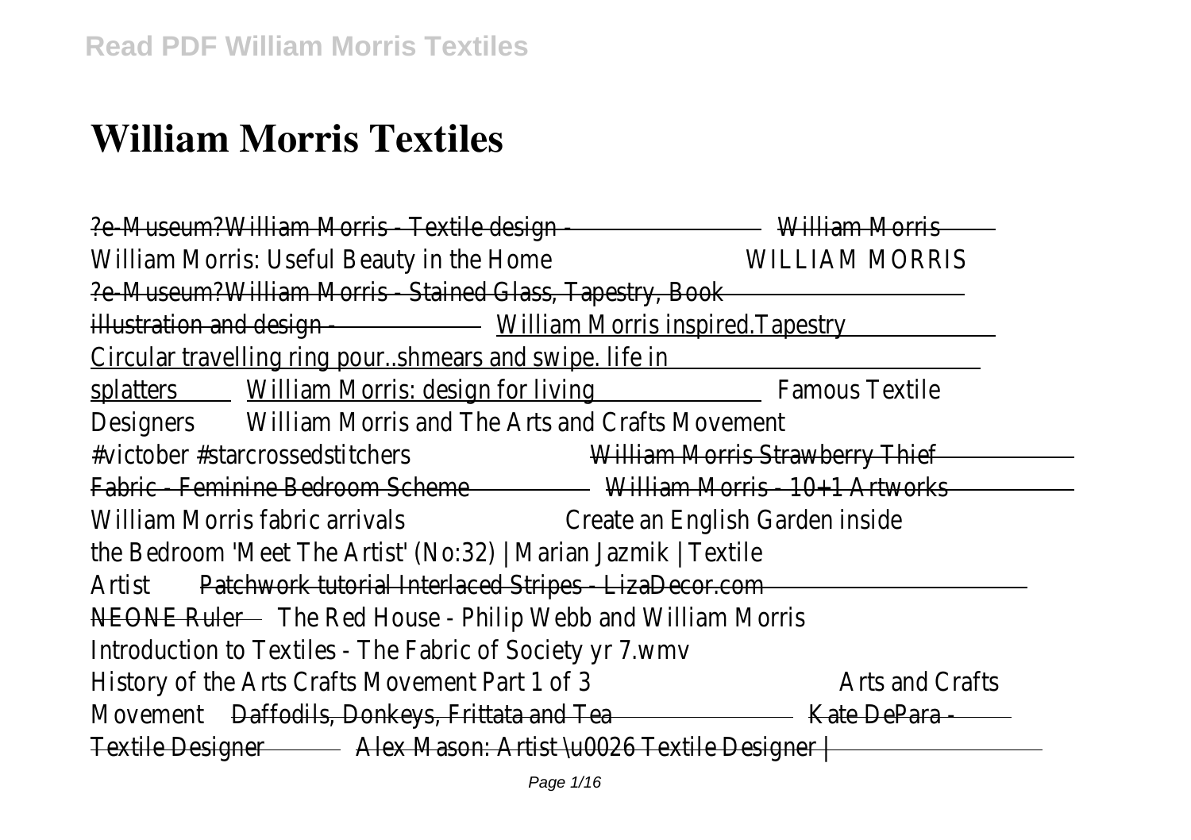# William Morris Textiles

?e-Museum?William Morris - Textile design - William Morris William Morris: Useful Beauty in the Home WILLIAM MORRIS ?e-Museum?William Morris - Stained Glass, Tapestry, Book illustration and design - William Morris inspired.Tapestry Circular travelling ring pour..shmears and swipe. life in splatters William Morris: design for living Famous Textile Designers William Morris and The Arts and Crafts Movement #victober #starcrossedstitchers William Morris Strawberry Thief Fabric - Feminine Bedroom Scheme William Morris - 10+1 Artworks William Morris fabric arrivals Create an English Garden inside the Bedroom 'Meet The Artist' (No:32) | Marian Jazmik | Textile Artist Patchwork tutorial Interlaced Stripes - LizaDecor.com NEONE Ruler The Red House - Philip Webb and William Morris Introduction to Textiles - The Fabric of Society yr 7.wmv History of the Arts Crafts Movement Part 1 of 3 Arts and Crafts Movement Daffodils, Donkeys, Frittata and Tea Kate DePara - Textile Designer Alex Mason: Artist \u0026 Textile Designer |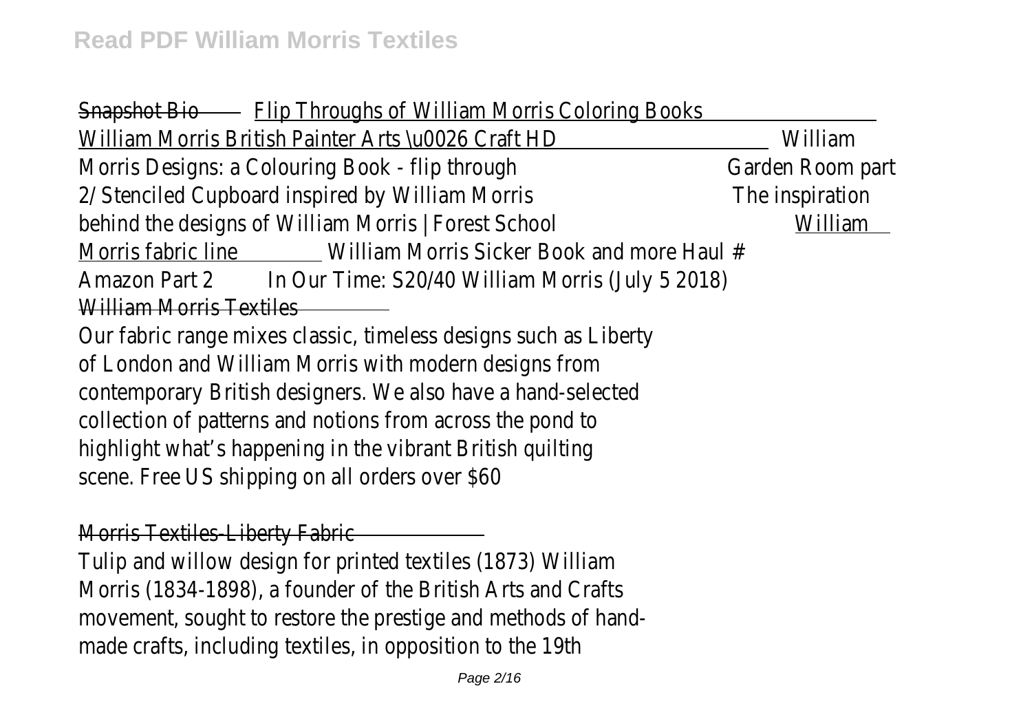Snapshot Bio Flip Throughs of William Morris Coloring Books William Morris British Painter Arts \u0026 Craft HD William Morris Designs: a Colouring Book - flip through Garden Room part 2/ Stenciled Cupboard inspired by William Morris The inspiration behind the designs of William Morris | Forest School William Morris fabric line William Morris Sicker Book and more Haul # Amazon Part 2 In Our Time: S20/40 William Morris (July 5 2018) William Morris Textiles

Our fabric range mixes classic, timeless designs such as Liberty of London and William Morris with modern designs from contemporary British designers. We also have a hand-selected collection of patterns and notions from across the pond to highlight what's happening in the vibrant British quilting scene. Free US shipping on all orders over $60

Morris Textiles-Liberty Fabric

Tulip and willow design for printed textiles (1873) William Morris (1834-1898), a founder of the British Arts and Crafts movement, sought to restore the prestige and methods of hand-made crafts, including textiles, in opposition to the 19th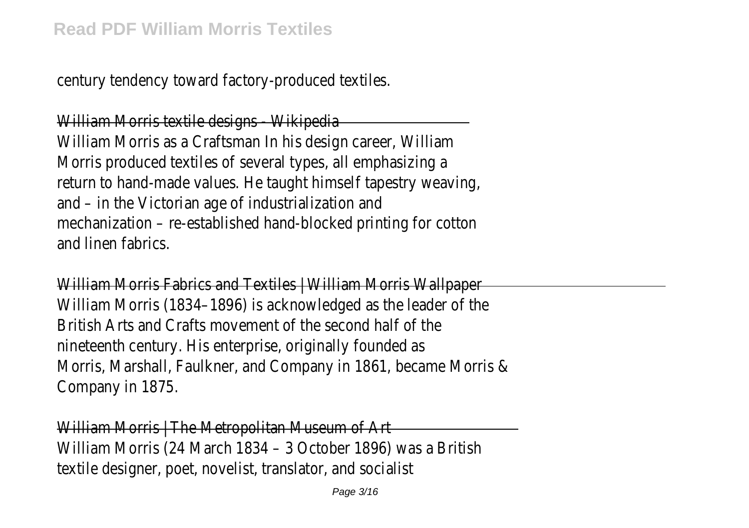century tendency toward factory-produced textiles.

William Morris textile designs - Wikipedia

William Morris as a Craftsman In his design career, William Morris produced textiles of several types, all emphasizing a return to hand-made values. He taught himself tapestry weaving, and – in the Victorian age of industrialization and mechanization – re-established hand-blocked printing for cotton and linen fabrics.

William Morris Fabrics and Textiles | William Morris Wallpaper

William Morris (1834–1896) is acknowledged as the leader of the British Arts and Crafts movement of the second half of the nineteenth century. His enterprise, originally founded as Morris, Marshall, Faulkner, and Company in 1861, became Morris & Company in 1875.

William Morris | The Metropolitan Museum of Art

William Morris (24 March 1834 – 3 October 1896) was a British textile designer, poet, novelist, translator, and socialist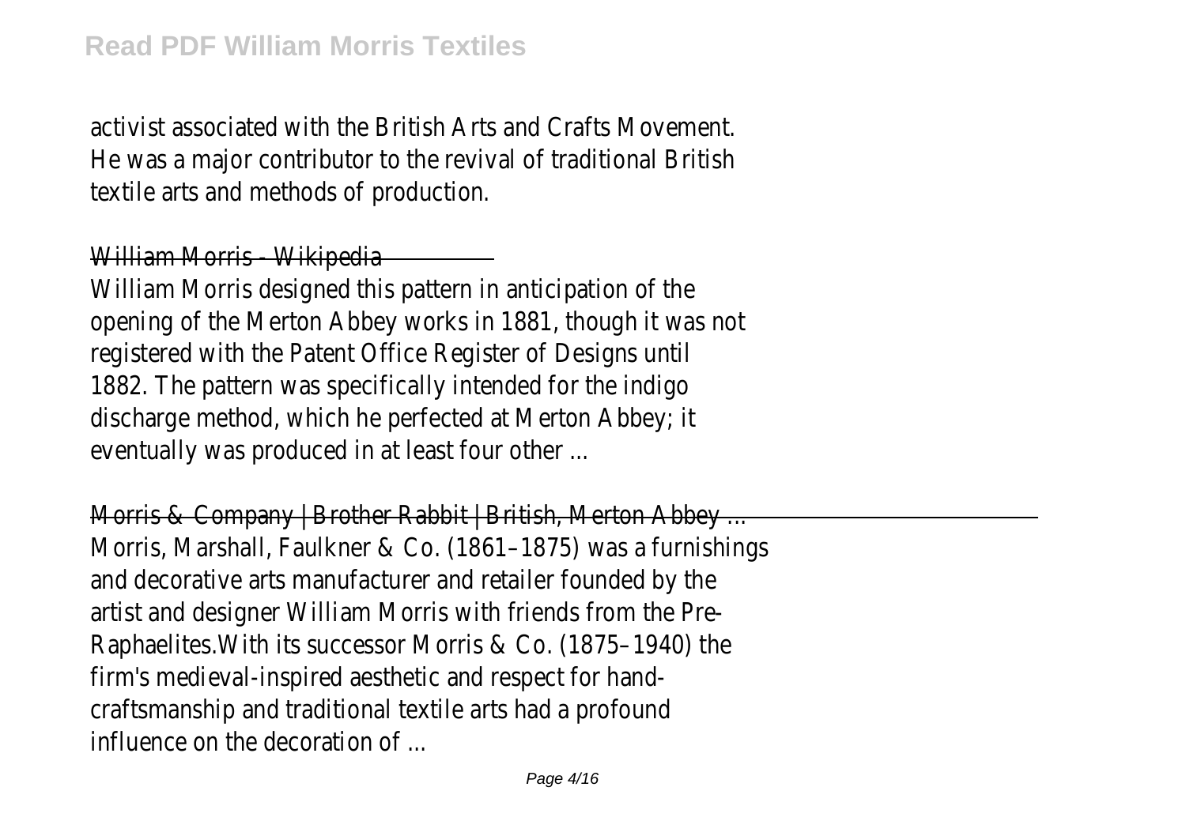activist associated with the British Arts and Crafts Movement. He was a major contributor to the revival of traditional British textile arts and methods of production.

## William Morris - Wikipedia

William Morris designed this pattern in anticipation of the opening of the Merton Abbey works in 1881, though it was not registered with the Patent Office Register of Designs until 1882. The pattern was specifically intended for the indigo discharge method, which he perfected at Merton Abbey; it eventually was produced in at least four other ...

## Morris & Company | Brother Rabbit | British, Merton Abbey ...

Morris, Marshall, Faulkner & Co. (1861–1875) was a furnishings and decorative arts manufacturer and retailer founded by the artist and designer William Morris with friends from the Pre-Raphaelites.With its successor Morris & Co. (1875–1940) the firm's medieval-inspired aesthetic and respect for hand-craftsmanship and traditional textile arts had a profound influence on the decoration of ...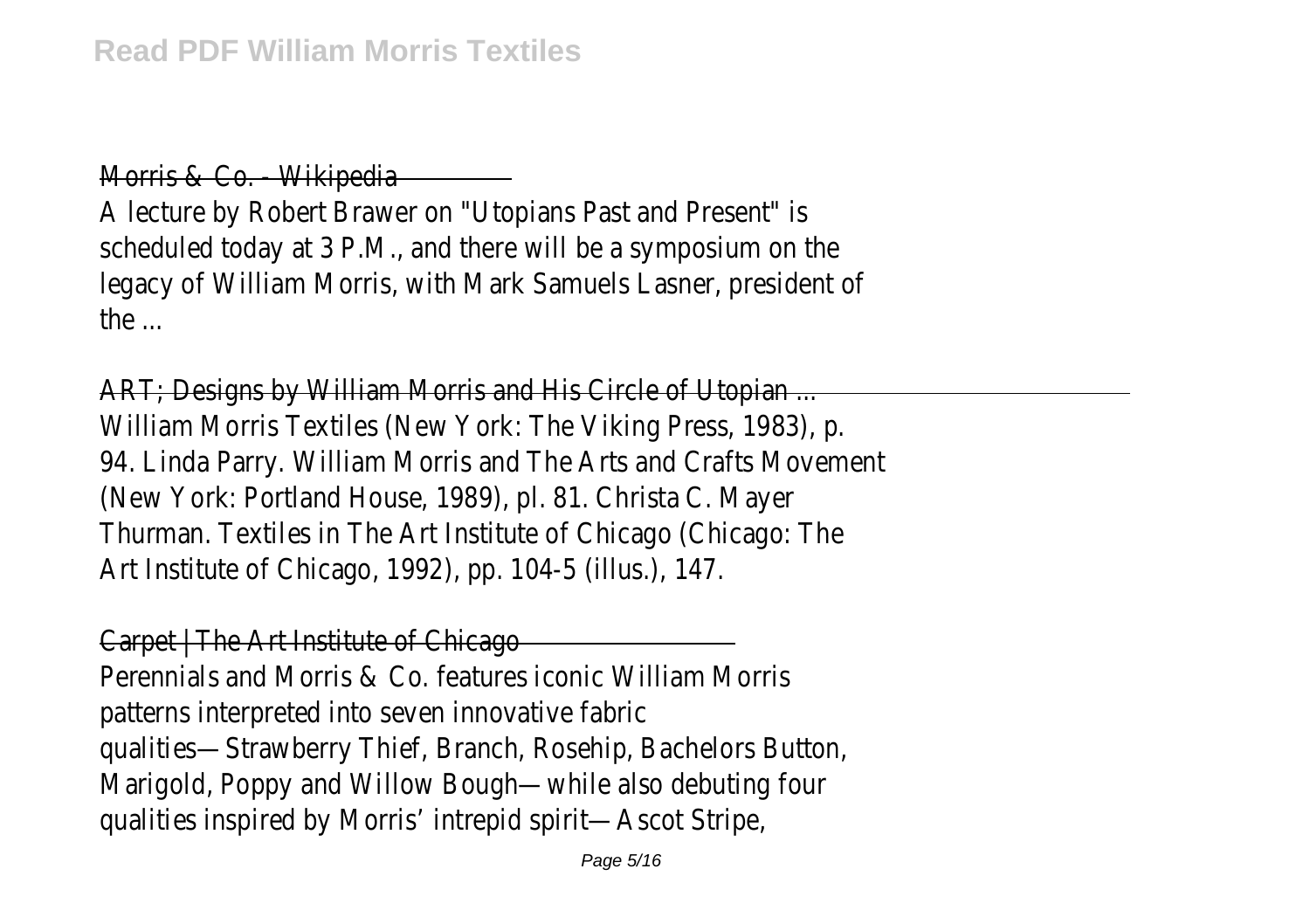Morris & Co. - Wikipedia

A lecture by Robert Brawer on "Utopians Past and Present" is scheduled today at 3 P.M., and there will be a symposium on the legacy of William Morris, with Mark Samuels Lasner, president of the ...

ART; Designs by William Morris and His Circle of Utopian ...

William Morris Textiles (New York: The Viking Press, 1983), p. 94. Linda Parry. William Morris and The Arts and Crafts Movement (New York: Portland House, 1989), pl. 81. Christa C. Mayer Thurman. Textiles in The Art Institute of Chicago (Chicago: The Art Institute of Chicago, 1992), pp. 104-5 (illus.), 147.

Carpet | The Art Institute of Chicago

Perennials and Morris & Co. features iconic William Morris patterns interpreted into seven innovative fabric qualities—Strawberry Thief, Branch, Rosehip, Bachelors Button, Marigold, Poppy and Willow Bough—while also debuting four qualities inspired by Morris' intrepid spirit—Ascot Stripe,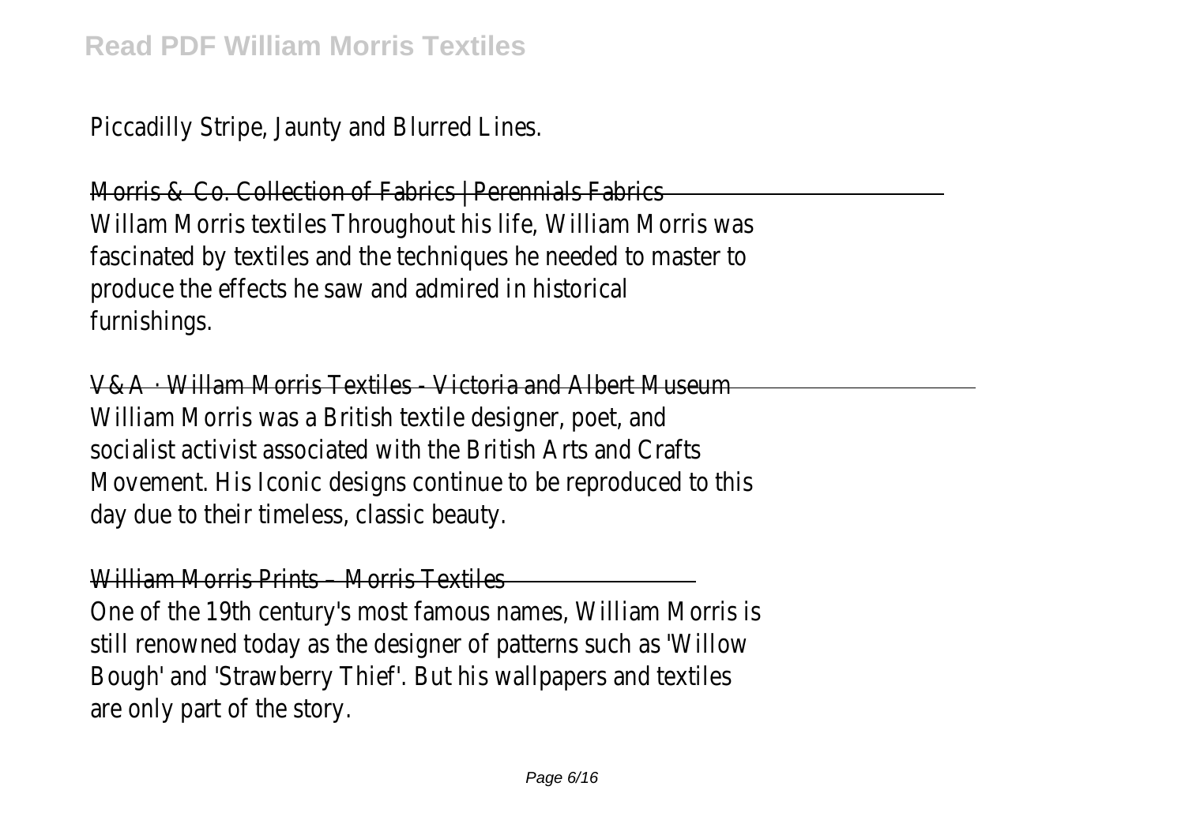Piccadilly Stripe, Jaunty and Blurred Lines.

Morris & Co. Collection of Fabrics | Perennials Fabrics

Willam Morris textiles Throughout his life, William Morris was fascinated by textiles and the techniques he needed to master to produce the effects he saw and admired in historical furnishings.

V&A · Willam Morris Textiles - Victoria and Albert Museum

William Morris was a British textile designer, poet, and socialist activist associated with the British Arts and Crafts Movement. His Iconic designs continue to be reproduced to this day due to their timeless, classic beauty.

William Morris Prints – Morris Textiles

One of the 19th century's most famous names, William Morris is still renowned today as the designer of patterns such as 'Willow Bough' and 'Strawberry Thief'. But his wallpapers and textiles are only part of the story.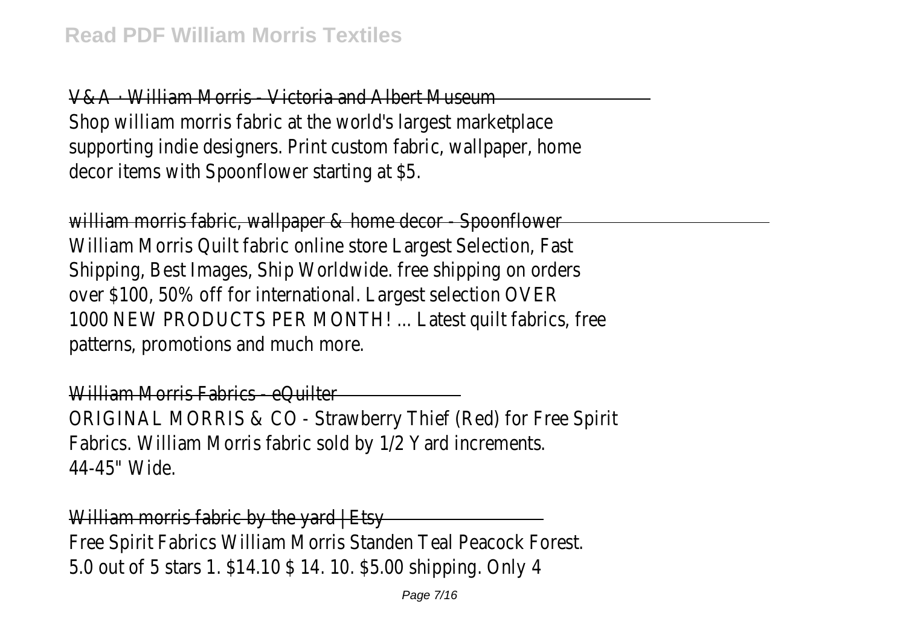V&A · William Morris - Victoria and Albert Museum

Shop william morris fabric at the world's largest marketplace supporting indie designers. Print custom fabric, wallpaper, home decor items with Spoonflower starting at $5.

william morris fabric, wallpaper & home decor - Spoonflower

William Morris Quilt fabric online store Largest Selection, Fast Shipping, Best Images, Ship Worldwide. free shipping on orders over $100, 50% off for international. Largest selection OVER 1000 NEW PRODUCTS PER MONTH! ... Latest quilt fabrics, free patterns, promotions and much more.

William Morris Fabrics - eQuilter

ORIGINAL MORRIS & CO - Strawberry Thief (Red) for Free Spirit Fabrics. William Morris fabric sold by 1/2 Yard increments. 44-45" Wide.

William morris fabric by the yard | Etsy

Free Spirit Fabrics William Morris Standen Teal Peacock Forest. 5.0 out of 5 stars 1. $14.10 $ 14. 10. $5.00 shipping. Only 4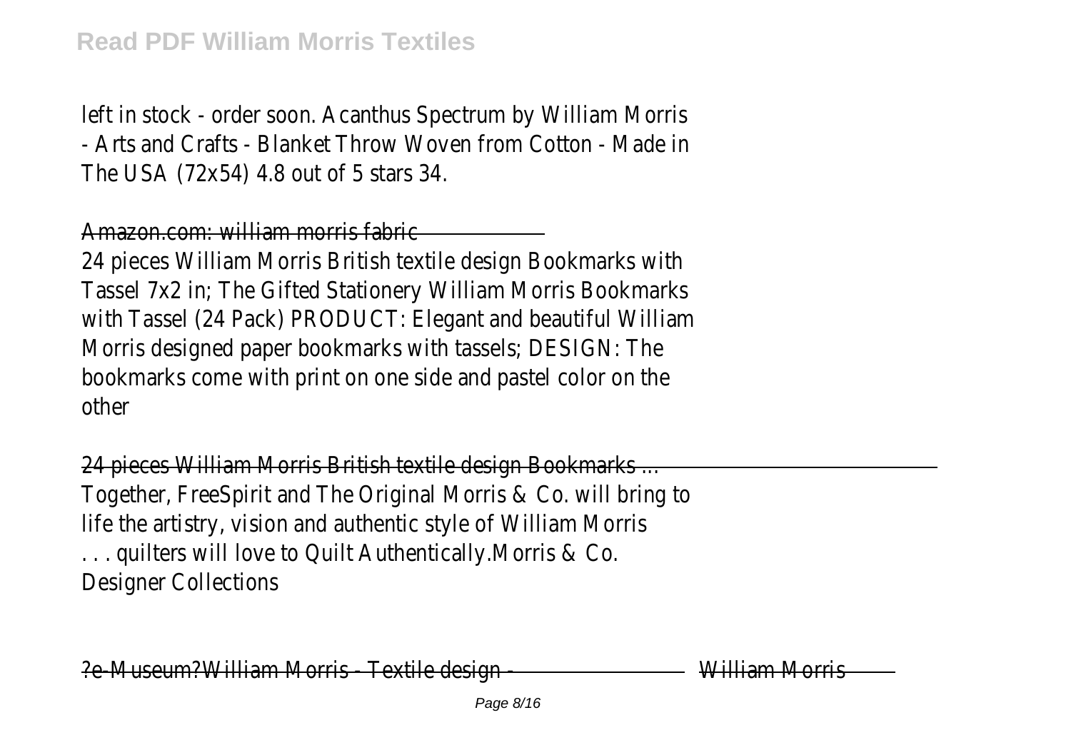left in stock - order soon. Acanthus Spectrum by William Morris - Arts and Crafts - Blanket Throw Woven from Cotton - Made in The USA (72x54) 4.8 out of 5 stars 34.

Amazon.com: william morris fabric

24 pieces William Morris British textile design Bookmarks with Tassel 7x2 in; The Gifted Stationery William Morris Bookmarks with Tassel (24 Pack) PRODUCT: Elegant and beautiful William Morris designed paper bookmarks with tassels; DESIGN: The bookmarks come with print on one side and pastel color on the other

24 pieces William Morris British textile design Bookmarks ...

Together, FreeSpirit and The Original Morris & Co. will bring to life the artistry, vision and authentic style of William Morris . . . quilters will love to Quilt Authentically.Morris & Co. Designer Collections

?e-Museum?William Morris - Textile design - William Morris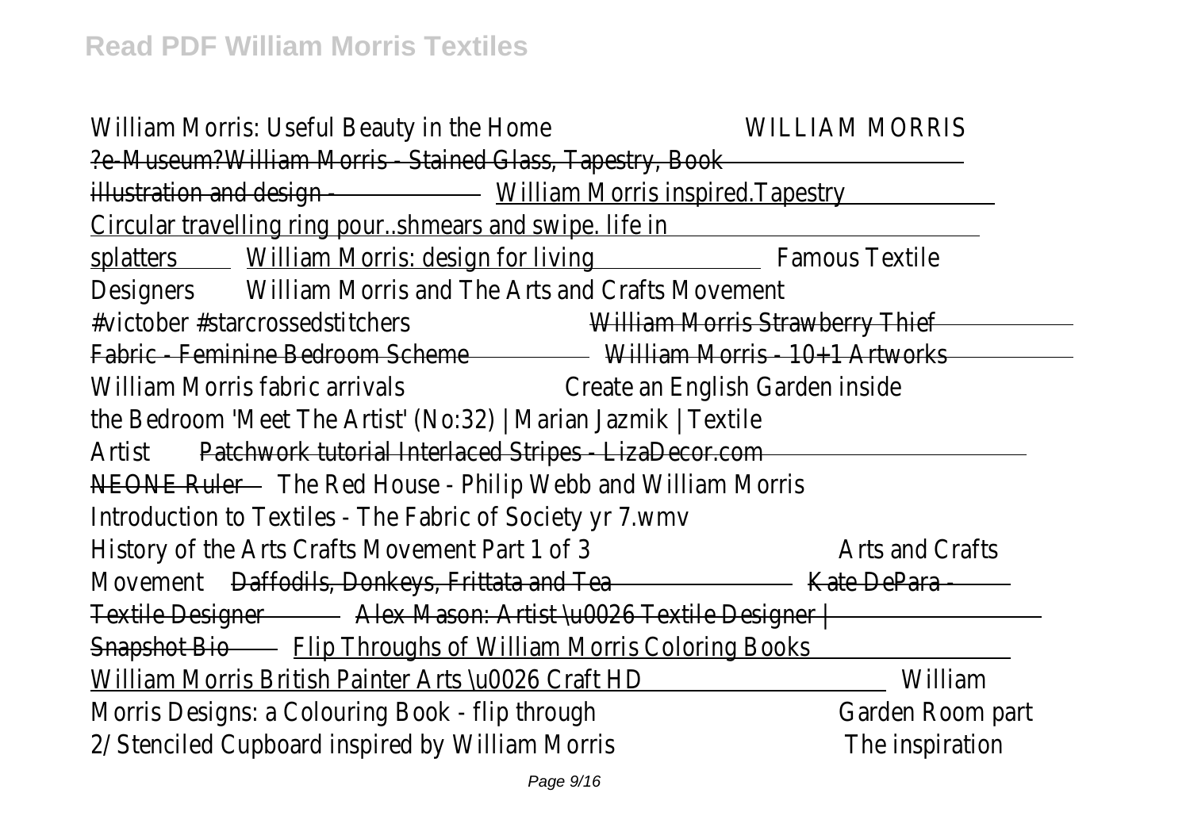William Morris: Useful Beauty in the Home WILLIAM MORRIS ?e-Museum?William Morris - Stained Glass, Tapestry, Book illustration and design - William Morris inspired.Tapestry Circular travelling ring pour..shmears and swipe. life in splatters William Morris: design for living Famous Textile Designers William Morris and The Arts and Crafts Movement #victober #starcrossedstitchers William Morris Strawberry Thief Fabric - Feminine Bedroom Scheme William Morris - 10+1 Artworks William Morris fabric arrivals Create an English Garden inside the Bedroom 'Meet The Artist' (No:32) | Marian Jazmik | Textile Artist Patchwork tutorial Interlaced Stripes - LizaDecor.com NEONE Ruler The Red House - Philip Webb and William Morris Introduction to Textiles - The Fabric of Society yr 7.wmv History of the Arts Crafts Movement Part 1 of 3 Arts and Crafts Movement Daffodils, Donkeys, Frittata and Tea Kate DePara - Textile Designer Alex Mason: Artist \u0026 Textile Designer | Snapshot Bio Flip Throughs of William Morris Coloring Books William Morris British Painter Arts \u0026 Craft HD William Morris Designs: a Colouring Book - flip through Garden Room part 2/ Stenciled Cupboard inspired by William Morris The inspiration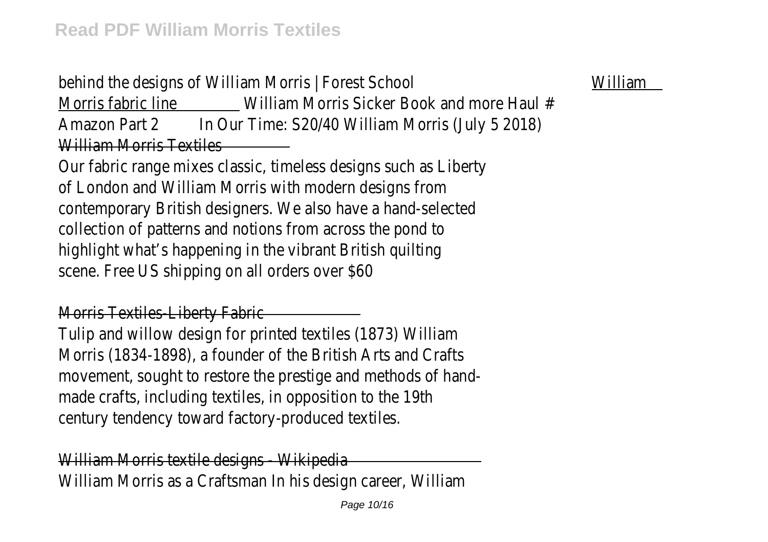behind the designs of William Morris | Forest School William Morris fabric line William Morris Sicker Book and more Haul # Amazon Part 2 In Our Time: S20/40 William Morris (July 5 2018) William Morris Textiles

Our fabric range mixes classic, timeless designs such as Liberty of London and William Morris with modern designs from contemporary British designers. We also have a hand-selected collection of patterns and notions from across the pond to highlight what's happening in the vibrant British quilting scene. Free US shipping on all orders over $60

Morris Textiles-Liberty Fabric

Tulip and willow design for printed textiles (1873) William Morris (1834-1898), a founder of the British Arts and Crafts movement, sought to restore the prestige and methods of hand-made crafts, including textiles, in opposition to the 19th century tendency toward factory-produced textiles.

William Morris textile designs - Wikipedia

William Morris as a Craftsman In his design career, William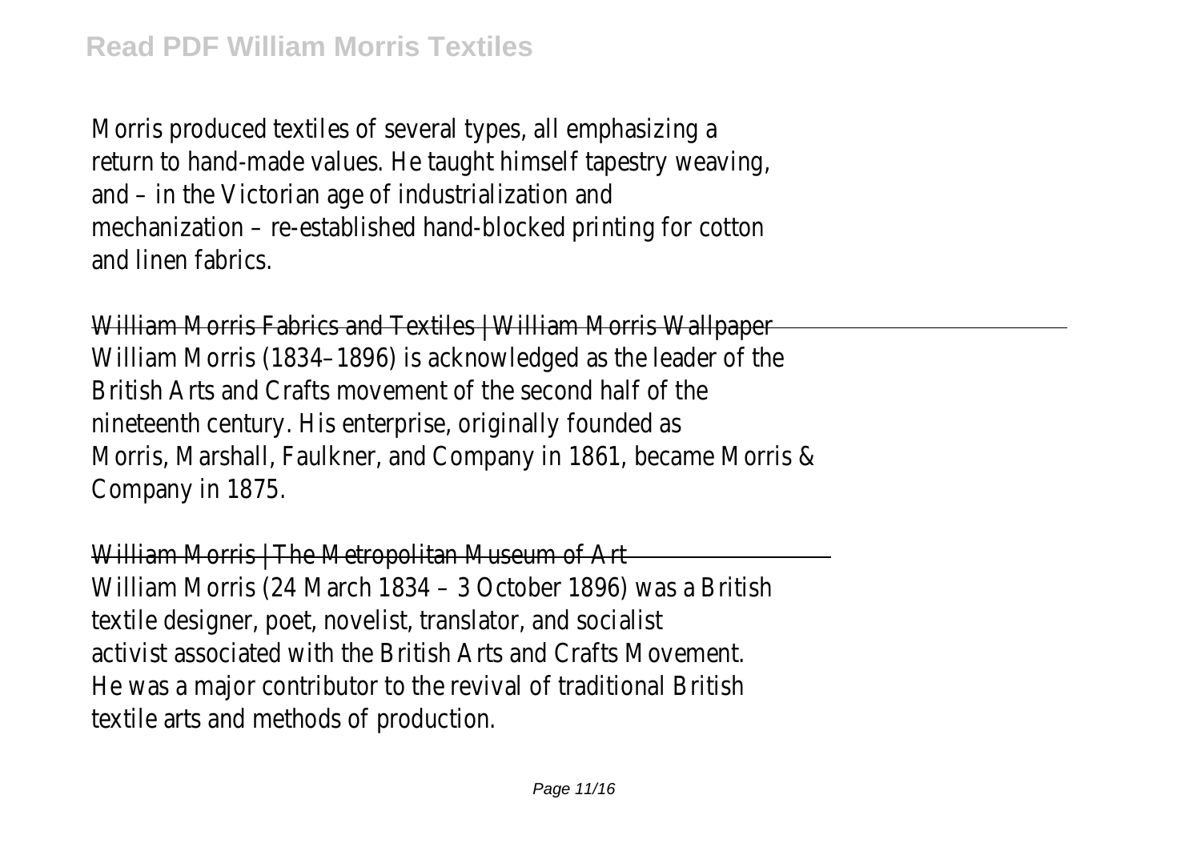Morris produced textiles of several types, all emphasizing a return to hand-made values. He taught himself tapestry weaving, and – in the Victorian age of industrialization and mechanization – re-established hand-blocked printing for cotton and linen fabrics.

William Morris Fabrics and Textiles | William Morris Wallpaper

William Morris (1834–1896) is acknowledged as the leader of the British Arts and Crafts movement of the second half of the nineteenth century. His enterprise, originally founded as Morris, Marshall, Faulkner, and Company in 1861, became Morris & Company in 1875.

William Morris | The Metropolitan Museum of Art

William Morris (24 March 1834 – 3 October 1896) was a British textile designer, poet, novelist, translator, and socialist activist associated with the British Arts and Crafts Movement. He was a major contributor to the revival of traditional British textile arts and methods of production.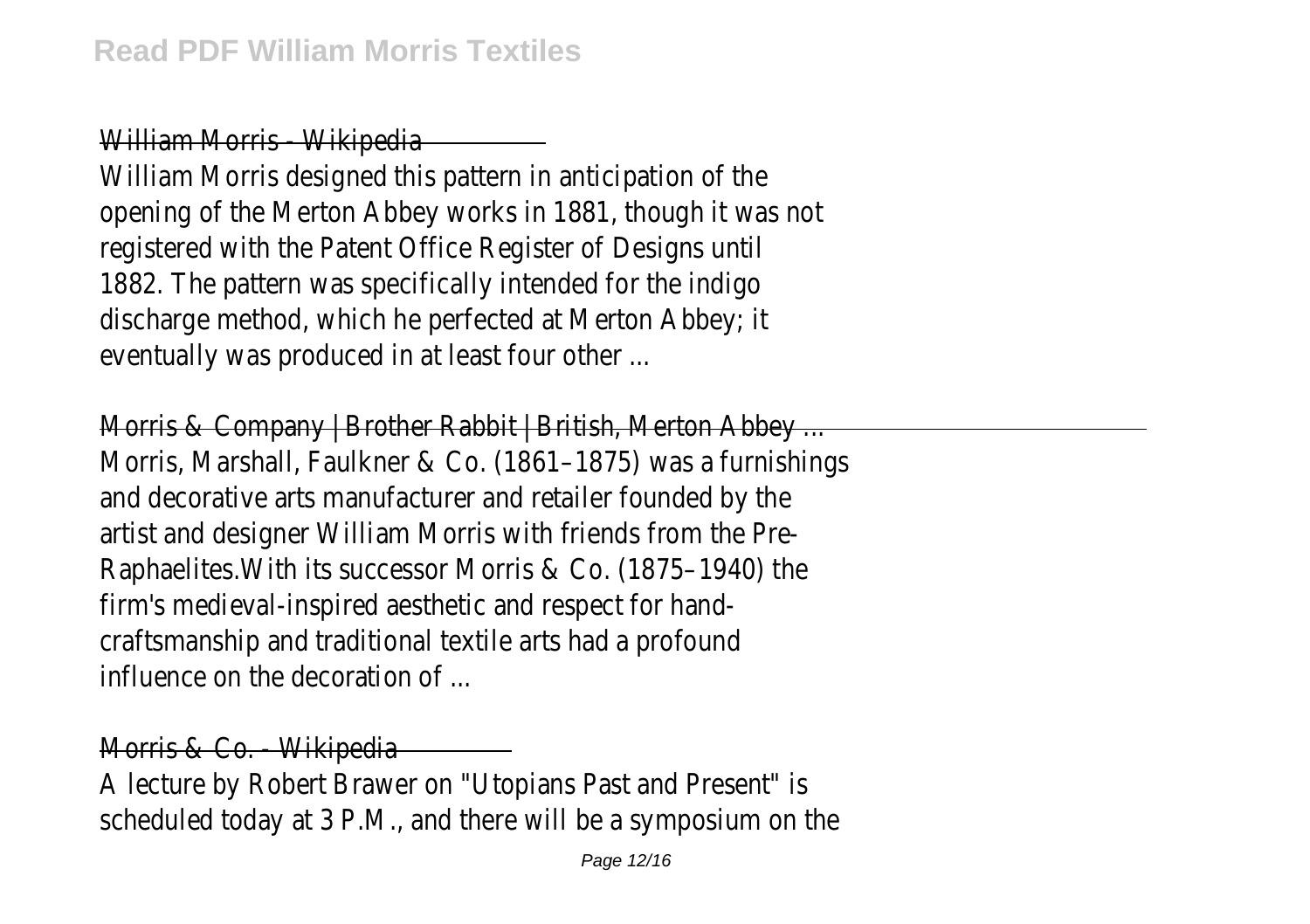William Morris - Wikipedia

William Morris designed this pattern in anticipation of the opening of the Merton Abbey works in 1881, though it was not registered with the Patent Office Register of Designs until 1882. The pattern was specifically intended for the indigo discharge method, which he perfected at Merton Abbey; it eventually was produced in at least four other ...

Morris & Company | Brother Rabbit | British, Merton Abbey ...

Morris, Marshall, Faulkner & Co. (1861–1875) was a furnishings and decorative arts manufacturer and retailer founded by the artist and designer William Morris with friends from the Pre-Raphaelites.With its successor Morris & Co. (1875–1940) the firm's medieval-inspired aesthetic and respect for hand-craftsmanship and traditional textile arts had a profound influence on the decoration of ...

Morris & Co. - Wikipedia

A lecture by Robert Brawer on "Utopians Past and Present" is scheduled today at 3 P.M., and there will be a symposium on the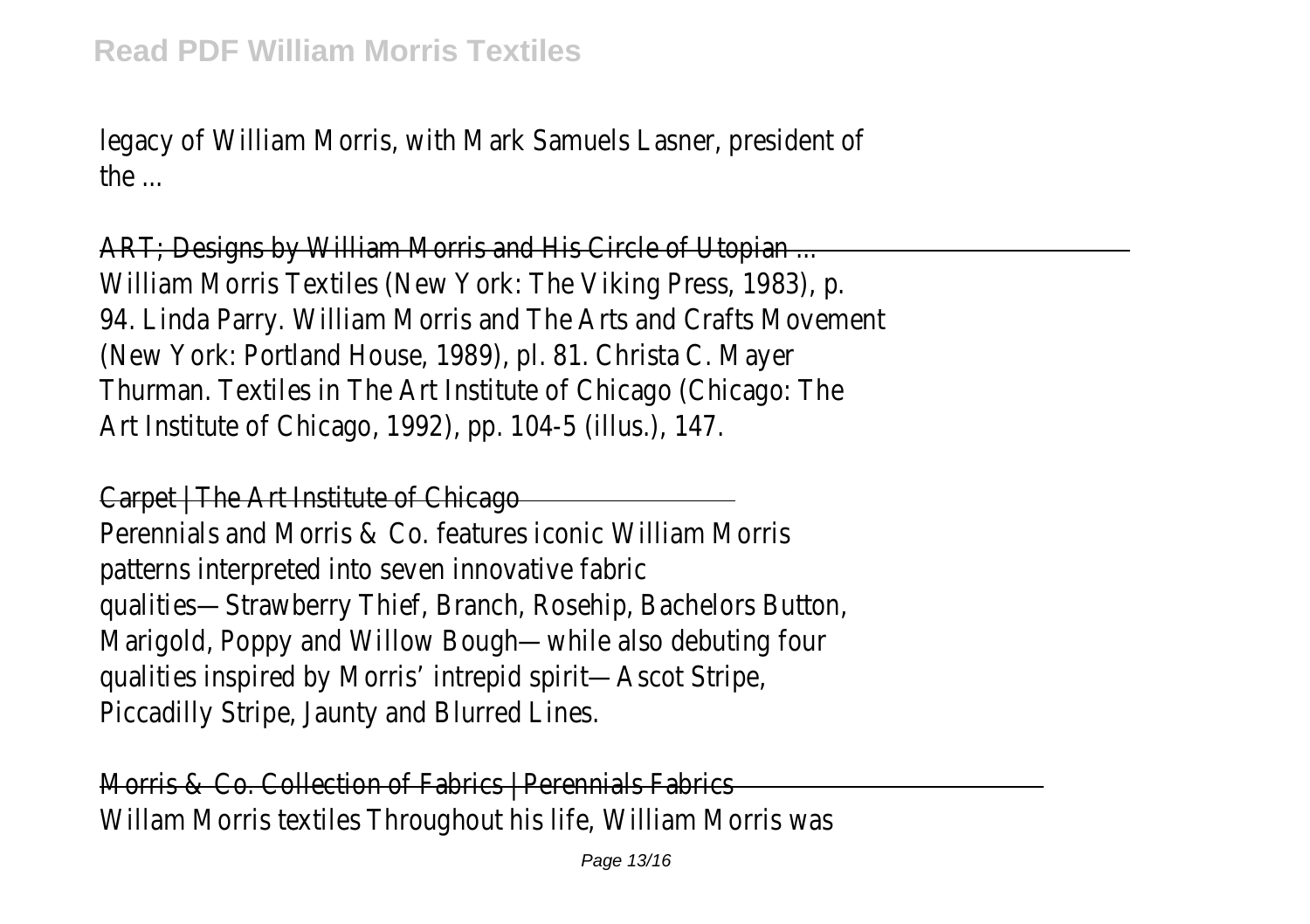legacy of William Morris, with Mark Samuels Lasner, president of the ...

ART; Designs by William Morris and His Circle of Utopian ...
William Morris Textiles (New York: The Viking Press, 1983), p. 94. Linda Parry. William Morris and The Arts and Crafts Movement (New York: Portland House, 1989), pl. 81. Christa C. Mayer Thurman. Textiles in The Art Institute of Chicago (Chicago: The Art Institute of Chicago, 1992), pp. 104-5 (illus.), 147.

Carpet | The Art Institute of Chicago
Perennials and Morris & Co. features iconic William Morris patterns interpreted into seven innovative fabric qualities—Strawberry Thief, Branch, Rosehip, Bachelors Button, Marigold, Poppy and Willow Bough—while also debuting four qualities inspired by Morris' intrepid spirit—Ascot Stripe, Piccadilly Stripe, Jaunty and Blurred Lines.

Morris & Co. Collection of Fabrics | Perennials Fabrics
Willam Morris textiles Throughout his life, William Morris was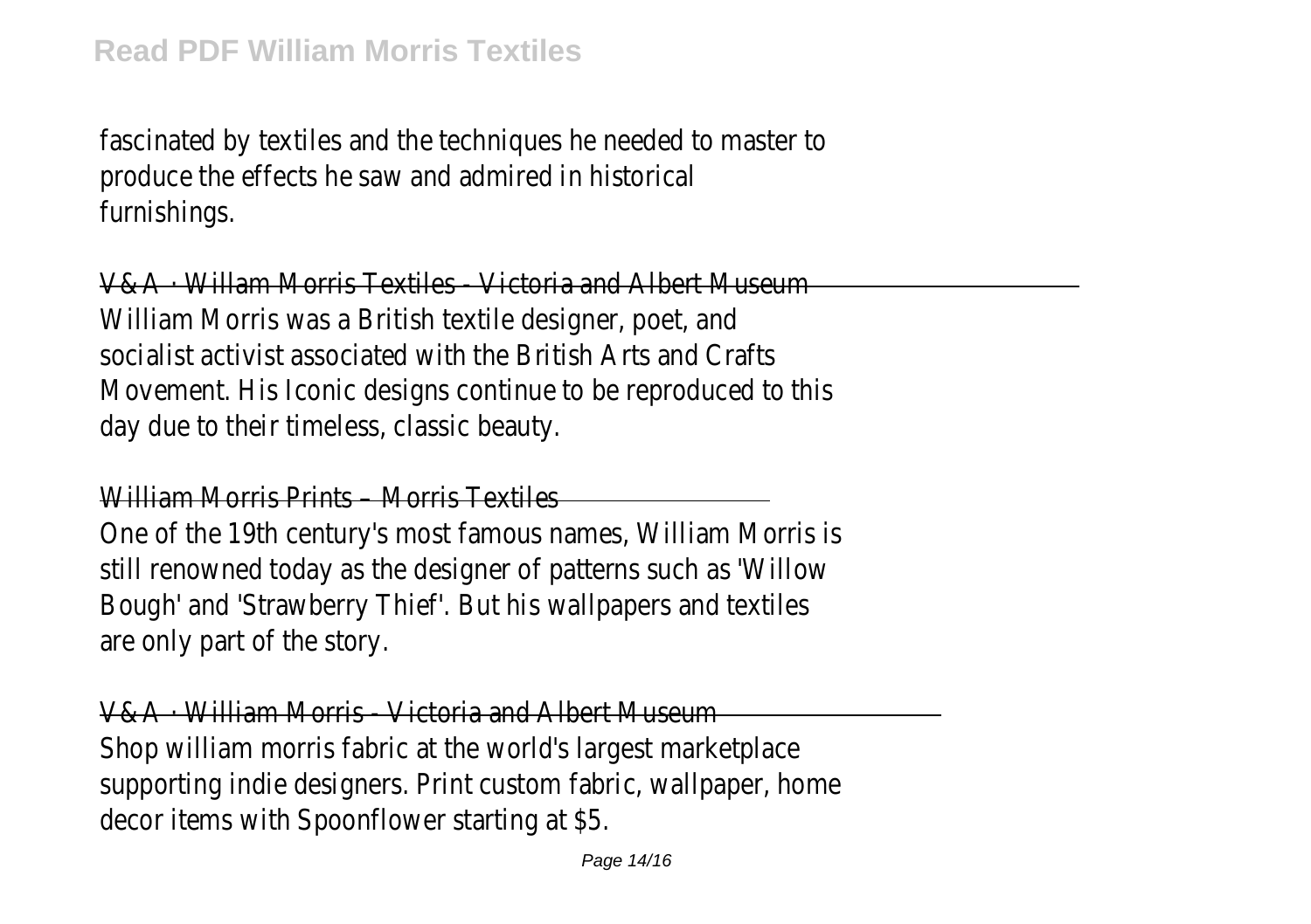fascinated by textiles and the techniques he needed to master to produce the effects he saw and admired in historical furnishings.

V&A · Willam Morris Textiles - Victoria and Albert Museum

William Morris was a British textile designer, poet, and socialist activist associated with the British Arts and Crafts Movement. His Iconic designs continue to be reproduced to this day due to their timeless, classic beauty.

William Morris Prints – Morris Textiles

One of the 19th century's most famous names, William Morris is still renowned today as the designer of patterns such as 'Willow Bough' and 'Strawberry Thief'. But his wallpapers and textiles are only part of the story.

V&A · William Morris - Victoria and Albert Museum

Shop william morris fabric at the world's largest marketplace supporting indie designers. Print custom fabric, wallpaper, home decor items with Spoonflower starting at $5.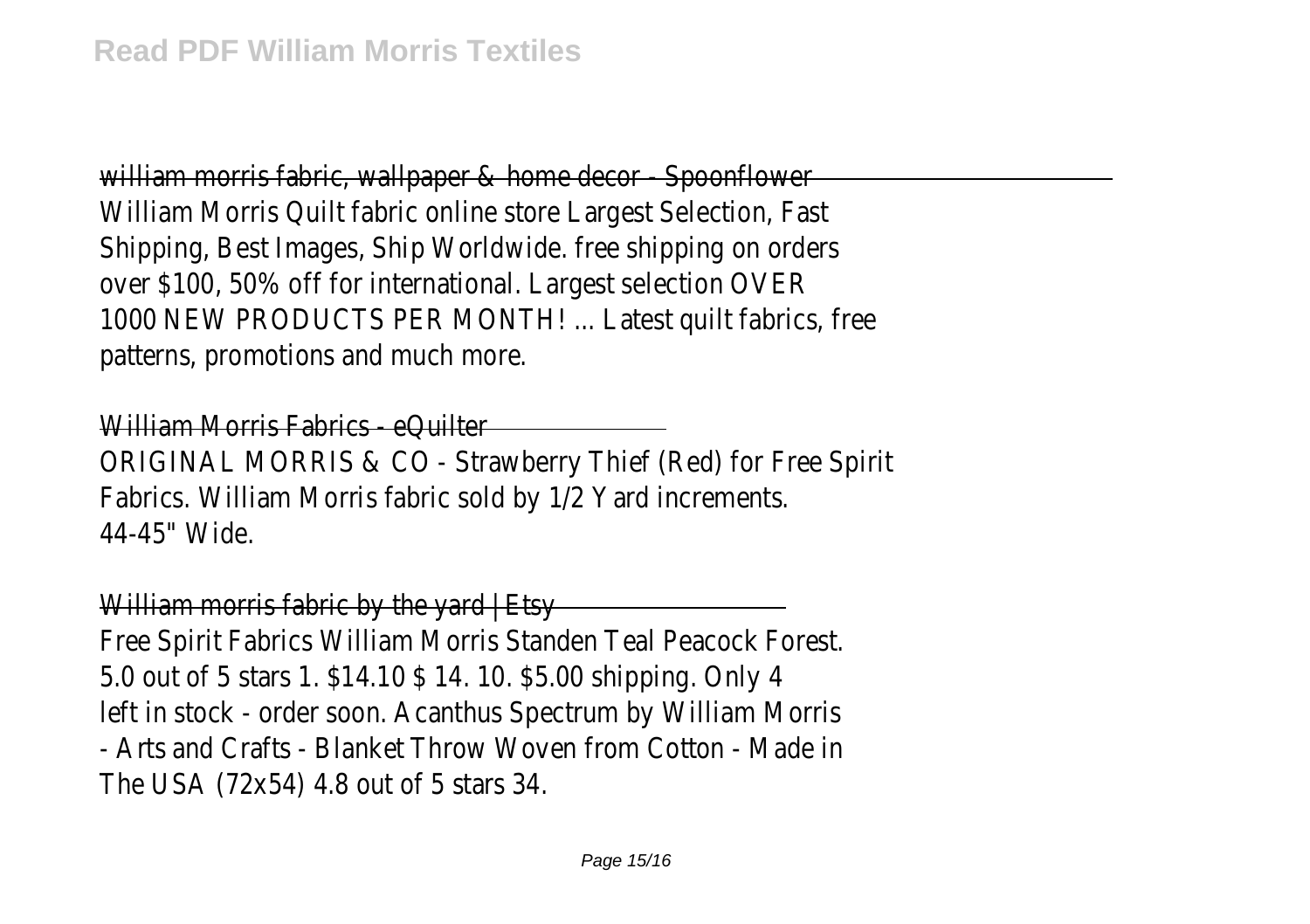william morris fabric, wallpaper & home decor - Spoonflower

William Morris Quilt fabric online store Largest Selection, Fast Shipping, Best Images, Ship Worldwide. free shipping on orders over $100, 50% off for international. Largest selection OVER 1000 NEW PRODUCTS PER MONTH! ... Latest quilt fabrics, free patterns, promotions and much more.

William Morris Fabrics - eQuilter

ORIGINAL MORRIS & CO - Strawberry Thief (Red) for Free Spirit Fabrics. William Morris fabric sold by 1/2 Yard increments. 44-45" Wide.

William morris fabric by the yard | Etsy

Free Spirit Fabrics William Morris Standen Teal Peacock Forest. 5.0 out of 5 stars 1. $14.10 $ 14. 10. $5.00 shipping. Only 4 left in stock - order soon. Acanthus Spectrum by William Morris - Arts and Crafts - Blanket Throw Woven from Cotton - Made in The USA (72x54) 4.8 out of 5 stars 34.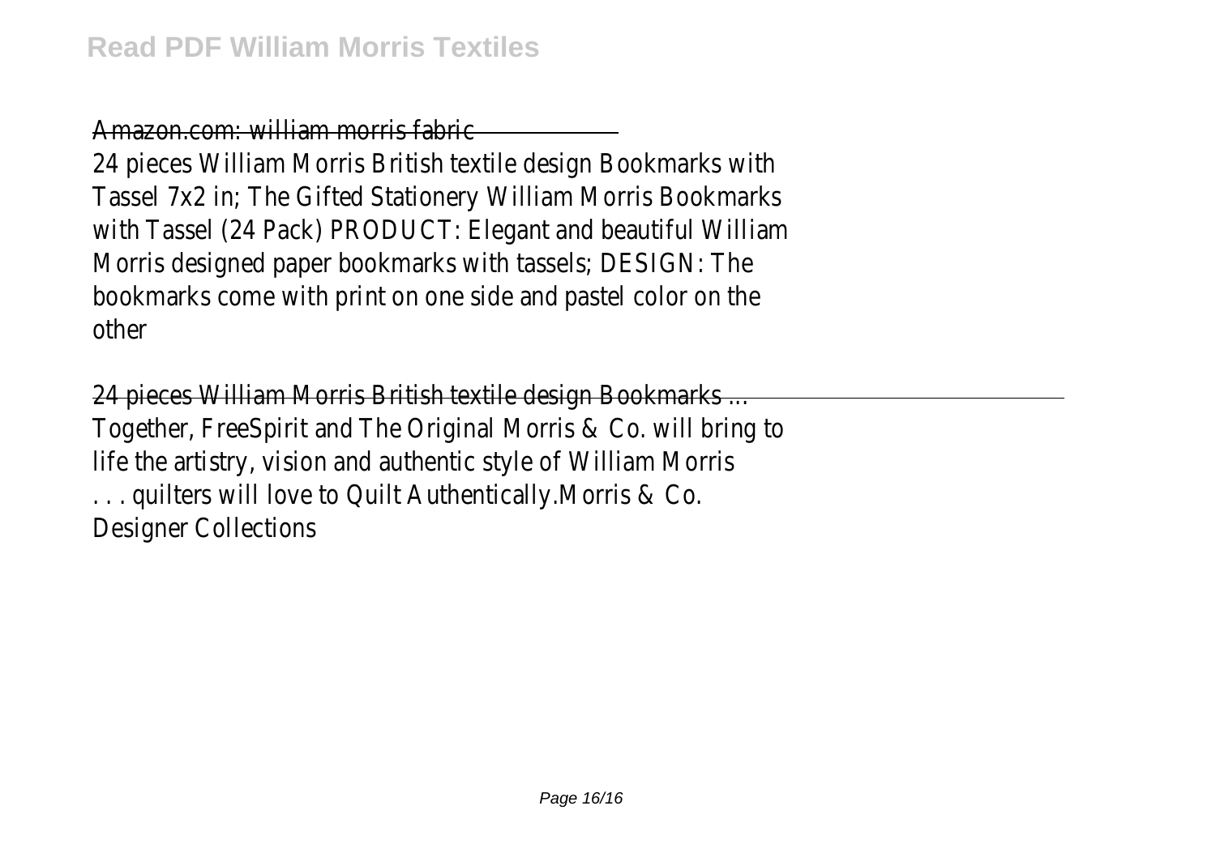Amazon.com: william morris fabric

24 pieces William Morris British textile design Bookmarks with Tassel 7x2 in; The Gifted Stationery William Morris Bookmarks with Tassel (24 Pack) PRODUCT: Elegant and beautiful William Morris designed paper bookmarks with tassels; DESIGN: The bookmarks come with print on one side and pastel color on the other

24 pieces William Morris British textile design Bookmarks ...

Together, FreeSpirit and The Original Morris & Co. will bring to life the artistry, vision and authentic style of William Morris . . . quilters will love to Quilt Authentically.Morris & Co. Designer Collections